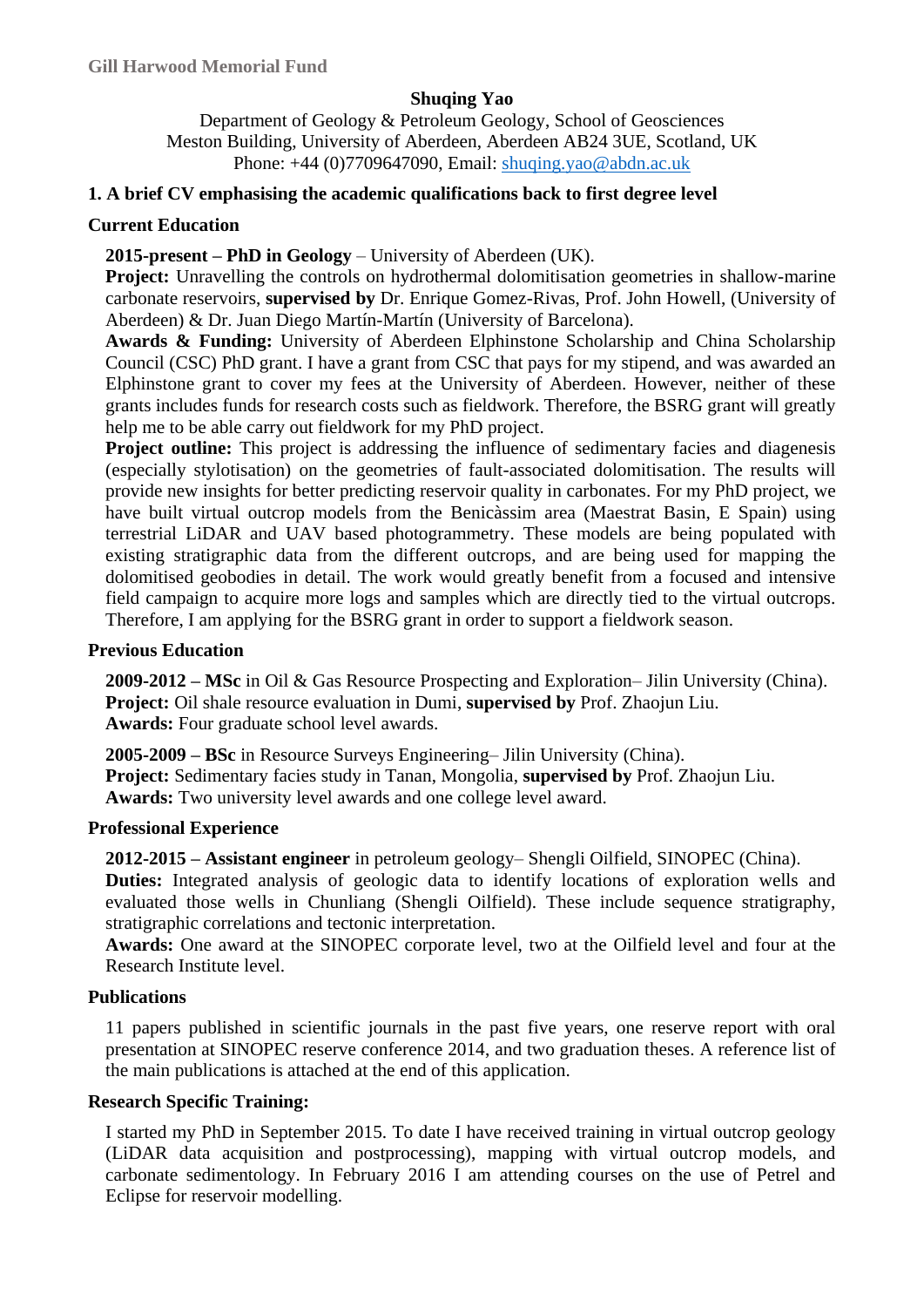Gill Harwood Memorial Fund

**Shuqing Yao**

Department of Geology & Petroleum Geology, School of Geosciences
Meston Building, University of Aberdeen, Aberdeen AB24 3UE, Scotland, UK
Phone: +44 (0)7709647090, Email: shuqing.yao@abdn.ac.uk

## 1. A brief CV emphasising the academic qualifications back to first degree level

### Current Education

**2015-present – PhD in Geology** – University of Aberdeen (UK).
**Project:** Unravelling the controls on hydrothermal dolomitisation geometries in shallow-marine carbonate reservoirs, **supervised by** Dr. Enrique Gomez-Rivas, Prof. John Howell, (University of Aberdeen) & Dr. Juan Diego Martín-Martín (University of Barcelona).
**Awards & Funding:** University of Aberdeen Elphinstone Scholarship and China Scholarship Council (CSC) PhD grant. I have a grant from CSC that pays for my stipend, and was awarded an Elphinstone grant to cover my fees at the University of Aberdeen. However, neither of these grants includes funds for research costs such as fieldwork. Therefore, the BSRG grant will greatly help me to be able carry out fieldwork for my PhD project.
**Project outline:** This project is addressing the influence of sedimentary facies and diagenesis (especially stylotisation) on the geometries of fault-associated dolomitisation. The results will provide new insights for better predicting reservoir quality in carbonates. For my PhD project, we have built virtual outcrop models from the Benicàssim area (Maestrat Basin, E Spain) using terrestrial LiDAR and UAV based photogrammetry. These models are being populated with existing stratigraphic data from the different outcrops, and are being used for mapping the dolomitised geobodies in detail. The work would greatly benefit from a focused and intensive field campaign to acquire more logs and samples which are directly tied to the virtual outcrops. Therefore, I am applying for the BSRG grant in order to support a fieldwork season.

### Previous Education

**2009-2012 – MSc** in Oil & Gas Resource Prospecting and Exploration– Jilin University (China).
**Project:** Oil shale resource evaluation in Dumi, **supervised by** Prof. Zhaojun Liu.
**Awards:** Four graduate school level awards.

**2005-2009 – BSc** in Resource Surveys Engineering– Jilin University (China).
**Project:** Sedimentary facies study in Tanan, Mongolia, **supervised by** Prof. Zhaojun Liu.
**Awards:** Two university level awards and one college level award.

### Professional Experience

**2012-2015 – Assistant engineer** in petroleum geology– Shengli Oilfield, SINOPEC (China).
**Duties:** Integrated analysis of geologic data to identify locations of exploration wells and evaluated those wells in Chunliang (Shengli Oilfield). These include sequence stratigraphy, stratigraphic correlations and tectonic interpretation.
**Awards:** One award at the SINOPEC corporate level, two at the Oilfield level and four at the Research Institute level.

### Publications

11 papers published in scientific journals in the past five years, one reserve report with oral presentation at SINOPEC reserve conference 2014, and two graduation theses. A reference list of the main publications is attached at the end of this application.

### Research Specific Training:

I started my PhD in September 2015. To date I have received training in virtual outcrop geology (LiDAR data acquisition and postprocessing), mapping with virtual outcrop models, and carbonate sedimentology. In February 2016 I am attending courses on the use of Petrel and Eclipse for reservoir modelling.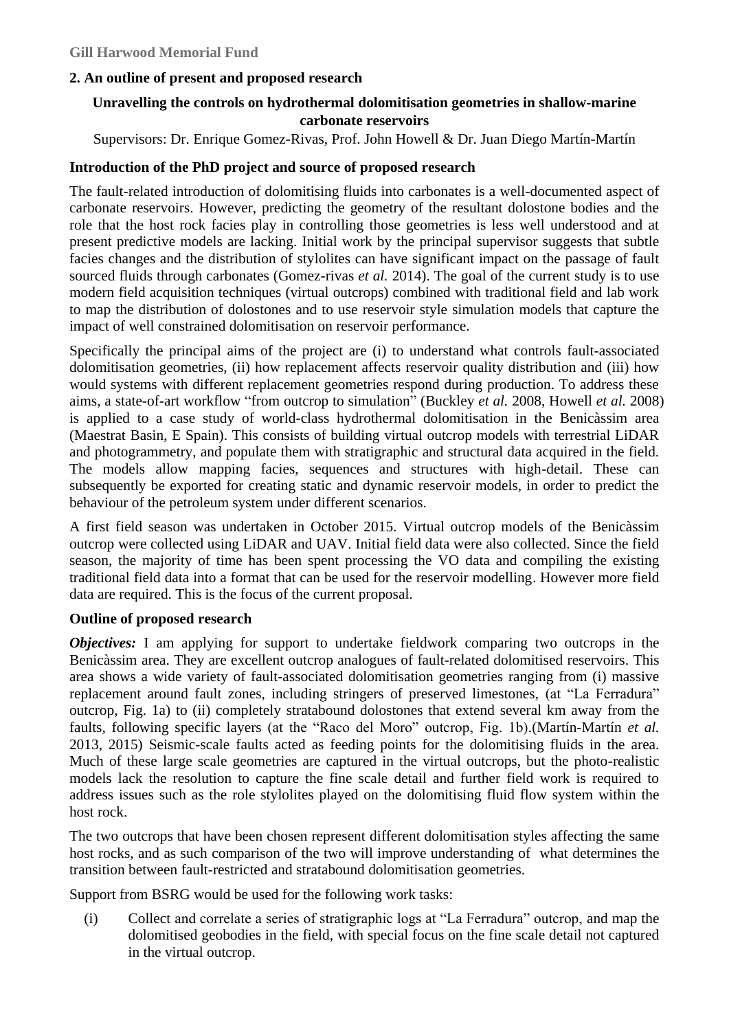Gill Harwood Memorial Fund

## 2. An outline of present and proposed research

### Unravelling the controls on hydrothermal dolomitisation geometries in shallow-marine carbonate reservoirs

Supervisors: Dr. Enrique Gomez-Rivas, Prof. John Howell & Dr. Juan Diego Martín-Martín

### Introduction of the PhD project and source of proposed research

The fault-related introduction of dolomitising fluids into carbonates is a well-documented aspect of carbonate reservoirs. However, predicting the geometry of the resultant dolostone bodies and the role that the host rock facies play in controlling those geometries is less well understood and at present predictive models are lacking. Initial work by the principal supervisor suggests that subtle facies changes and the distribution of stylolites can have significant impact on the passage of fault sourced fluids through carbonates (Gomez-rivas *et al.* 2014). The goal of the current study is to use modern field acquisition techniques (virtual outcrops) combined with traditional field and lab work to map the distribution of dolostones and to use reservoir style simulation models that capture the impact of well constrained dolomitisation on reservoir performance.

Specifically the principal aims of the project are (i) to understand what controls fault-associated dolomitisation geometries, (ii) how replacement affects reservoir quality distribution and (iii) how would systems with different replacement geometries respond during production. To address these aims, a state-of-art workflow "from outcrop to simulation" (Buckley *et al.* 2008, Howell *et al.* 2008) is applied to a case study of world-class hydrothermal dolomitisation in the Benicàssim area (Maestrat Basin, E Spain). This consists of building virtual outcrop models with terrestrial LiDAR and photogrammetry, and populate them with stratigraphic and structural data acquired in the field. The models allow mapping facies, sequences and structures with high-detail. These can subsequently be exported for creating static and dynamic reservoir models, in order to predict the behaviour of the petroleum system under different scenarios.

A first field season was undertaken in October 2015. Virtual outcrop models of the Benicàssim outcrop were collected using LiDAR and UAV. Initial field data were also collected. Since the field season, the majority of time has been spent processing the VO data and compiling the existing traditional field data into a format that can be used for the reservoir modelling. However more field data are required. This is the focus of the current proposal.

### Outline of proposed research

***Objectives:*** I am applying for support to undertake fieldwork comparing two outcrops in the Benicàssim area. They are excellent outcrop analogues of fault-related dolomitised reservoirs. This area shows a wide variety of fault-associated dolomitisation geometries ranging from (i) massive replacement around fault zones, including stringers of preserved limestones, (at "La Ferradura" outcrop, Fig. 1a) to (ii) completely stratabound dolostones that extend several km away from the faults, following specific layers (at the "Raco del Moro" outcrop, Fig. 1b).(Martín-Martín *et al.* 2013, 2015) Seismic-scale faults acted as feeding points for the dolomitising fluids in the area. Much of these large scale geometries are captured in the virtual outcrops, but the photo-realistic models lack the resolution to capture the fine scale detail and further field work is required to address issues such as the role stylolites played on the dolomitising fluid flow system within the host rock.

The two outcrops that have been chosen represent different dolomitisation styles affecting the same host rocks, and as such comparison of the two will improve understanding of what determines the transition between fault-restricted and stratabound dolomitisation geometries.

Support from BSRG would be used for the following work tasks:

(i) Collect and correlate a series of stratigraphic logs at "La Ferradura" outcrop, and map the dolomitised geobodies in the field, with special focus on the fine scale detail not captured in the virtual outcrop.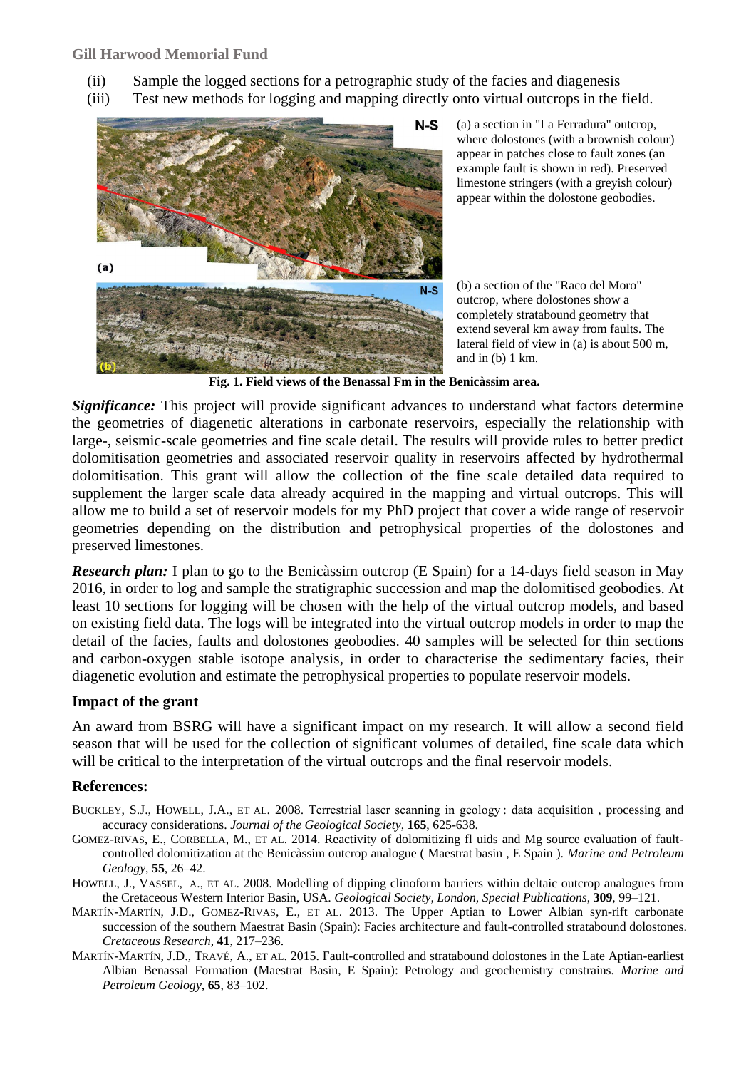(ii) Sample the logged sections for a petrographic study of the facies and diagenesis

(iii) Test new methods for logging and mapping directly onto virtual outcrops in the field.

(a) a section in "La Ferradura" outcrop, where dolostones (with a brownish colour) appear in patches close to fault zones (an example fault is shown in red). Preserved limestone stringers (with a greyish colour) appear within the dolostone geobodies.

(b) a section of the "Raco del Moro" outcrop, where dolostones show a completely stratabound geometry that extend several km away from faults. The lateral field of view in (a) is about 500 m, and in (b) 1 km.

**Fig. 1. Field views of the Benassal Fm in the Benicàssim area.**

***Significance:*** This project will provide significant advances to understand what factors determine the geometries of diagenetic alterations in carbonate reservoirs, especially the relationship with large-, seismic-scale geometries and fine scale detail. The results will provide rules to better predict dolomitisation geometries and associated reservoir quality in reservoirs affected by hydrothermal dolomitisation. This grant will allow the collection of the fine scale detailed data required to supplement the larger scale data already acquired in the mapping and virtual outcrops. This will allow me to build a set of reservoir models for my PhD project that cover a wide range of reservoir geometries depending on the distribution and petrophysical properties of the dolostones and preserved limestones.

***Research plan:*** I plan to go to the Benicàssim outcrop (E Spain) for a 14-days field season in May 2016, in order to log and sample the stratigraphic succession and map the dolomitised geobodies. At least 10 sections for logging will be chosen with the help of the virtual outcrop models, and based on existing field data. The logs will be integrated into the virtual outcrop models in order to map the detail of the facies, faults and dolostones geobodies. 40 samples will be selected for thin sections and carbon-oxygen stable isotope analysis, in order to characterise the sedimentary facies, their diagenetic evolution and estimate the petrophysical properties to populate reservoir models.

## Impact of the grant

An award from BSRG will have a significant impact on my research. It will allow a second field season that will be used for the collection of significant volumes of detailed, fine scale data which will be critical to the interpretation of the virtual outcrops and the final reservoir models.

## References:

BUCKLEY, S.J., HOWELL, J.A., ET AL. 2008. Terrestrial laser scanning in geology : data acquisition , processing and accuracy considerations. *Journal of the Geological Society*, **165**, 625-638.

GOMEZ-RIVAS, E., CORBELLA, M., ET AL. 2014. Reactivity of dolomitizing fl uids and Mg source evaluation of fault-controlled dolomitization at the Benicàssim outcrop analogue ( Maestrat basin , E Spain ). *Marine and Petroleum Geology*, **55**, 26–42.

HOWELL, J., VASSEL, A., ET AL. 2008. Modelling of dipping clinoform barriers within deltaic outcrop analogues from the Cretaceous Western Interior Basin, USA. *Geological Society, London, Special Publications*, **309**, 99–121.

MARTÍN-MARTÍN, J.D., GOMEZ-RIVAS, E., ET AL. 2013. The Upper Aptian to Lower Albian syn-rift carbonate succession of the southern Maestrat Basin (Spain): Facies architecture and fault-controlled stratabound dolostones. *Cretaceous Research*, **41**, 217–236.

MARTÍN-MARTÍN, J.D., TRAVÉ, A., ET AL. 2015. Fault-controlled and stratabound dolostones in the Late Aptian-earliest Albian Benassal Formation (Maestrat Basin, E Spain): Petrology and geochemistry constrains. *Marine and Petroleum Geology*, **65**, 83–102.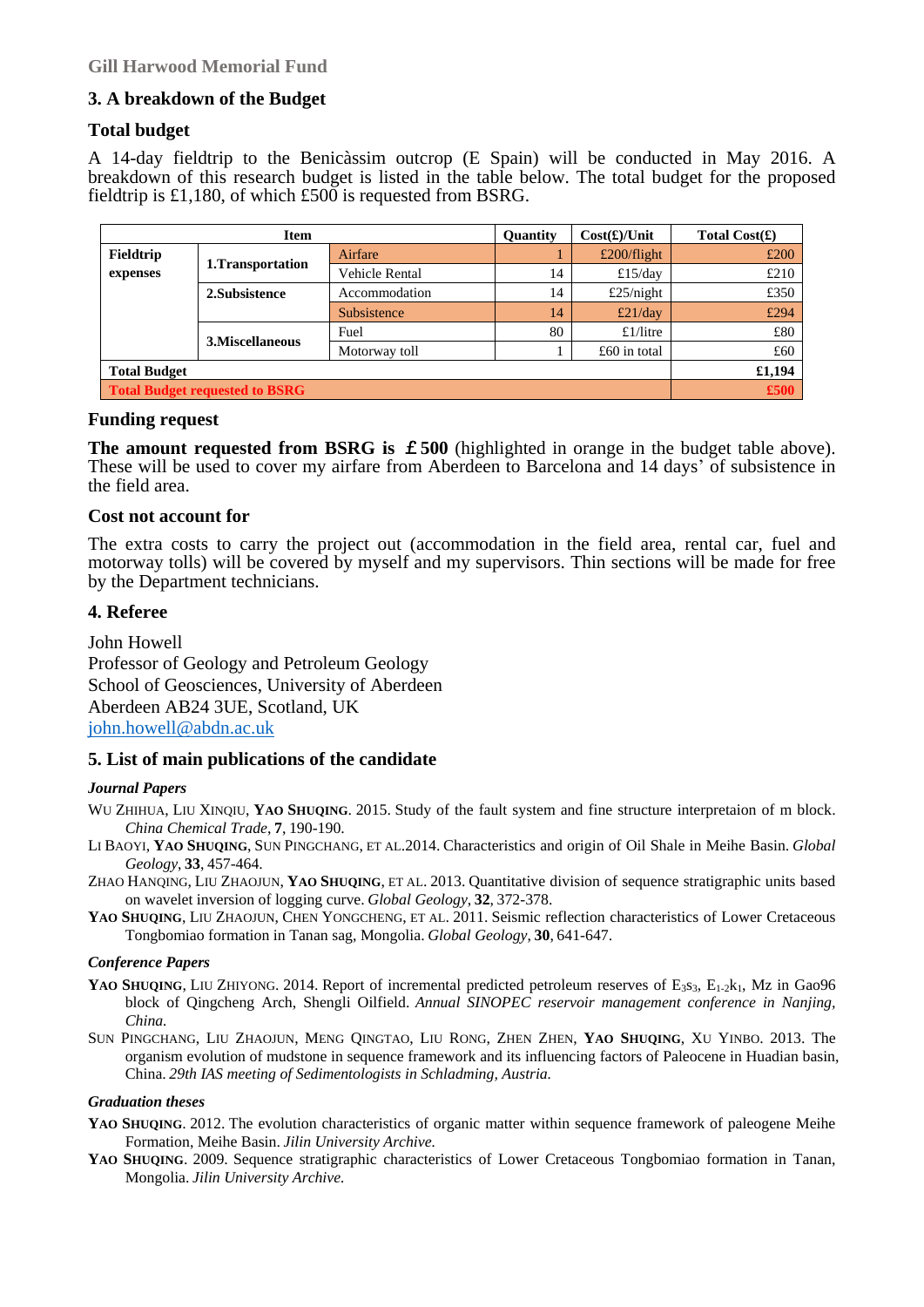## 3. A breakdown of the Budget

### Total budget

A 14-day fieldtrip to the Benicàssim outcrop (E Spain) will be conducted in May 2016. A breakdown of this research budget is listed in the table below. The total budget for the proposed fieldtrip is £1,180, of which £500 is requested from BSRG.

| Item | | | Quantity | Cost(£)/Unit | Total Cost(£) |
|---|---|---|---|---|---|
| Fieldtrip expenses | 1.Transportation | Airfare | 1 | £200/flight | £200 |
| | | Vehicle Rental | 14 | £15/day | £210 |
| | 2.Subsistence | Accommodation | 14 | £25/night | £350 |
| | | Subsistence | 14 | £21/day | £294 |
| | 3.Miscellaneous | Fuel | 80 | £1/litre | £80 |
| | | Motorway toll | 1 | £60 in total | £60 |
| Total Budget | | | | | £1,194 |
| Total Budget requested to BSRG | | | | | £500 |

### Funding request

**The amount requested from BSRG is £500** (highlighted in orange in the budget table above). These will be used to cover my airfare from Aberdeen to Barcelona and 14 days' of subsistence in the field area.

### Cost not account for

The extra costs to carry the project out (accommodation in the field area, rental car, fuel and motorway tolls) will be covered by myself and my supervisors. Thin sections will be made for free by the Department technicians.

## 4. Referee

John Howell
Professor of Geology and Petroleum Geology
School of Geosciences, University of Aberdeen
Aberdeen AB24 3UE, Scotland, UK
john.howell@abdn.ac.uk

## 5. List of main publications of the candidate

***Journal Papers***

WU ZHIHUA, LIU XINQIU, **YAO SHUQING**. 2015. Study of the fault system and fine structure interpretaion of m block. *China Chemical Trade*, **7**, 190-190.

LI BAOYI, **YAO SHUQING**, SUN PINGCHANG, ET AL.2014. Characteristics and origin of Oil Shale in Meihe Basin. *Global Geology*, **33**, 457-464.

ZHAO HANQING, LIU ZHAOJUN, **YAO SHUQING**, ET AL. 2013. Quantitative division of sequence stratigraphic units based on wavelet inversion of logging curve. *Global Geology*, **32**, 372-378.

**YAO SHUQING**, LIU ZHAOJUN, CHEN YONGCHENG, ET AL. 2011. Seismic reflection characteristics of Lower Cretaceous Tongbomiao formation in Tanan sag, Mongolia. *Global Geology*, **30**, 641-647.

***Conference Papers***

**YAO SHUQING**, LIU ZHIYONG. 2014. Report of incremental predicted petroleum reserves of $E_3s_3$, $E_{1\text{-}2}k_1$, Mz in Gao96 block of Qingcheng Arch, Shengli Oilfield. *Annual SINOPEC reservoir management conference in Nanjing, China.*

SUN PINGCHANG, LIU ZHAOJUN, MENG QINGTAO, LIU RONG, ZHEN ZHEN, **YAO SHUQING**, XU YINBO. 2013. The organism evolution of mudstone in sequence framework and its influencing factors of Paleocene in Huadian basin, China. *29th IAS meeting of Sedimentologists in Schladming, Austria.*

***Graduation theses***

**YAO SHUQING**. 2012. The evolution characteristics of organic matter within sequence framework of paleogene Meihe Formation, Meihe Basin. *Jilin University Archive.*

**YAO SHUQING**. 2009. Sequence stratigraphic characteristics of Lower Cretaceous Tongbomiao formation in Tanan, Mongolia. *Jilin University Archive.*